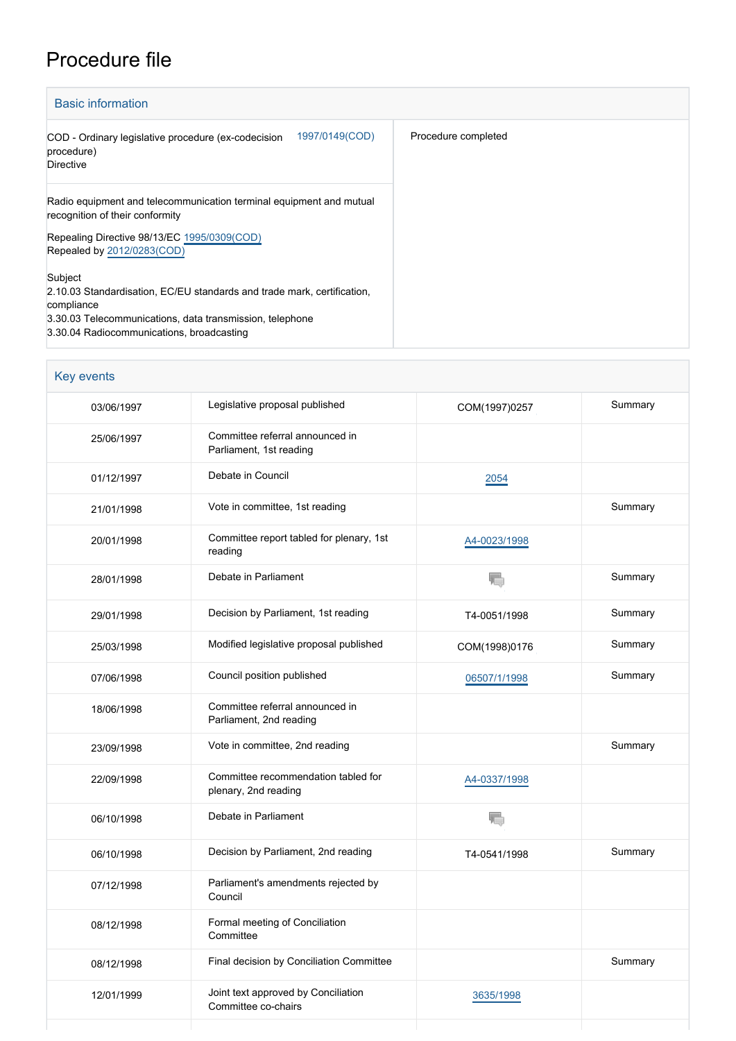# Procedure file

## Basic information

| | |
|---|---|
| COD - Ordinary legislative procedure (ex-codecision procedure)<br>Directive — 1997/0149(COD) | Procedure completed |
| Radio equipment and telecommunication terminal equipment and mutual recognition of their conformity<br><br>Repealing Directive 98/13/EC 1995/0309(COD)<br>Repealed by 2012/0283(COD)<br><br>Subject<br>2.10.03 Standardisation, EC/EU standards and trade mark, certification, compliance<br>3.30.03 Telecommunications, data transmission, telephone<br>3.30.04 Radiocommunications, broadcasting | |

## Key events

| | | | |
|---|---|---|---|
| 03/06/1997 | Legislative proposal published | COM(1997)0257 | Summary |
| 25/06/1997 | Committee referral announced in Parliament, 1st reading | | |
| 01/12/1997 | Debate in Council | 2054 | |
| 21/01/1998 | Vote in committee, 1st reading | | Summary |
| 20/01/1998 | Committee report tabled for plenary, 1st reading | A4-0023/1998 | |
| 28/01/1998 | Debate in Parliament | | Summary |
| 29/01/1998 | Decision by Parliament, 1st reading | T4-0051/1998 | Summary |
| 25/03/1998 | Modified legislative proposal published | COM(1998)0176 | Summary |
| 07/06/1998 | Council position published | 06507/1/1998 | Summary |
| 18/06/1998 | Committee referral announced in Parliament, 2nd reading | | |
| 23/09/1998 | Vote in committee, 2nd reading | | Summary |
| 22/09/1998 | Committee recommendation tabled for plenary, 2nd reading | A4-0337/1998 | |
| 06/10/1998 | Debate in Parliament | | |
| 06/10/1998 | Decision by Parliament, 2nd reading | T4-0541/1998 | Summary |
| 07/12/1998 | Parliament's amendments rejected by Council | | |
| 08/12/1998 | Formal meeting of Conciliation Committee | | |
| 08/12/1998 | Final decision by Conciliation Committee | | Summary |
| 12/01/1999 | Joint text approved by Conciliation Committee co-chairs | 3635/1998 | |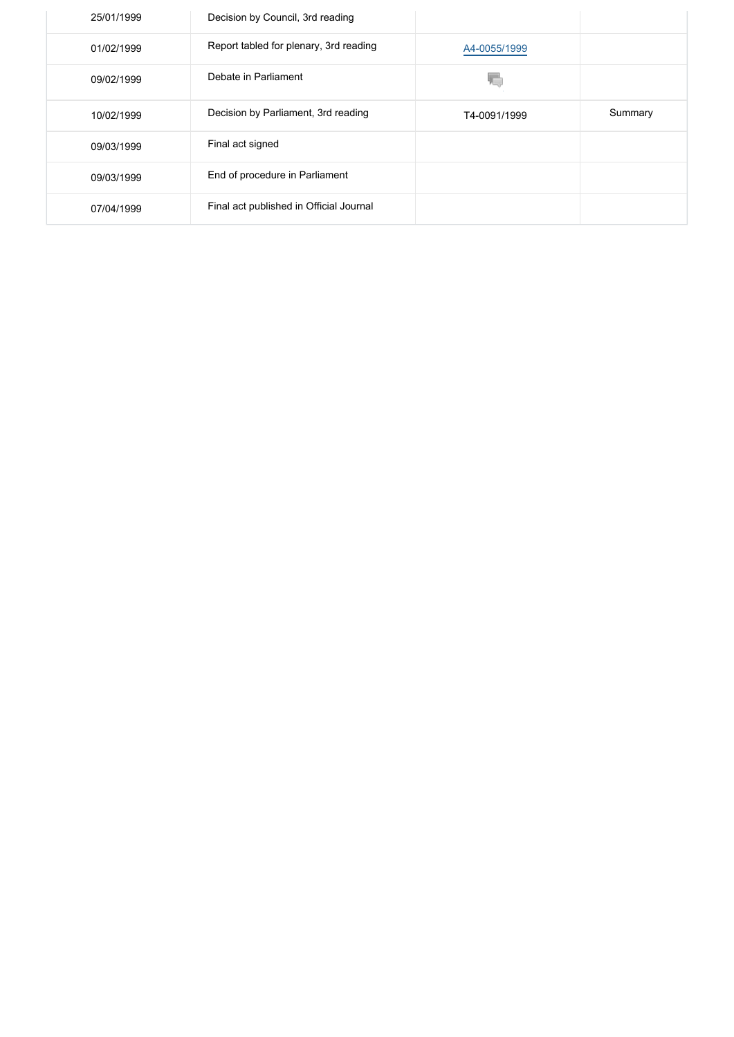| | | | |
|---|---|---|---|
| 25/01/1999 | Decision by Council, 3rd reading | | |
| 01/02/1999 | Report tabled for plenary, 3rd reading | A4-0055/1999 | |
| 09/02/1999 | Debate in Parliament | | |
| 10/02/1999 | Decision by Parliament, 3rd reading | T4-0091/1999 | Summary |
| 09/03/1999 | Final act signed | | |
| 09/03/1999 | End of procedure in Parliament | | |
| 07/04/1999 | Final act published in Official Journal | | |